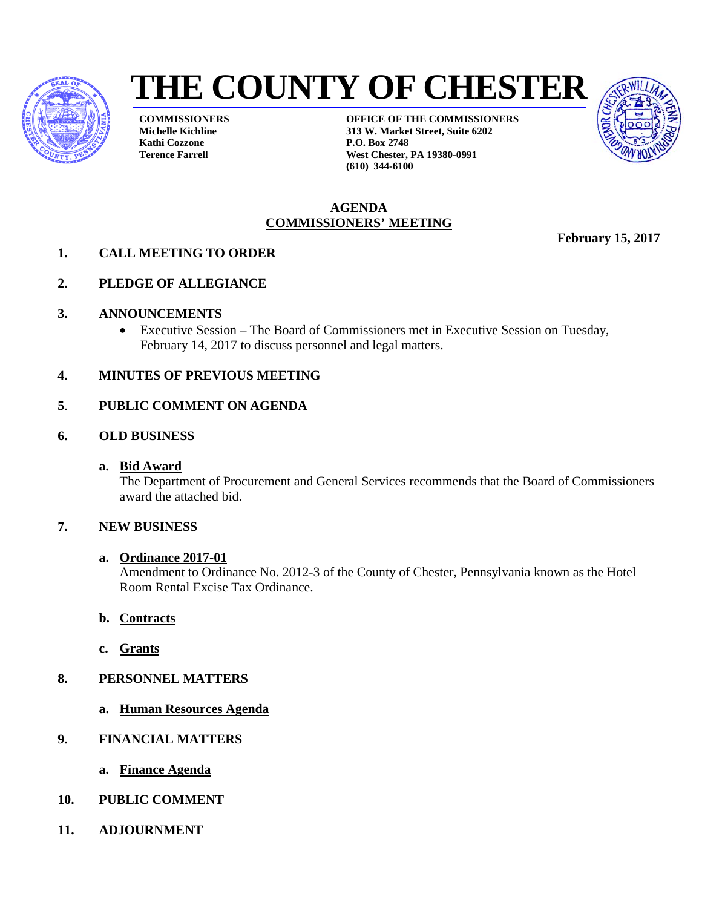# THE COUNTY OF CHESTER

**COMMISSIONERS**
**Michelle Kichline**
**Kathi Cozzone**
**Terence Farrell**

**OFFICE OF THE COMMISSIONERS**
**313 W. Market Street, Suite 6202**
**P.O. Box 2748**
**West Chester, PA 19380-0991**
**(610) 344-6100**

## AGENDA
## COMMISSIONERS' MEETING

**February 15, 2017**

**1. CALL MEETING TO ORDER**

**2. PLEDGE OF ALLEGIANCE**

**3. ANNOUNCEMENTS**

- Executive Session – The Board of Commissioners met in Executive Session on Tuesday, February 14, 2017 to discuss personnel and legal matters.

**4. MINUTES OF PREVIOUS MEETING**

**5. PUBLIC COMMENT ON AGENDA**

**6. OLD BUSINESS**

**a. Bid Award**
The Department of Procurement and General Services recommends that the Board of Commissioners award the attached bid.

**7. NEW BUSINESS**

**a. Ordinance 2017-01**
Amendment to Ordinance No. 2012-3 of the County of Chester, Pennsylvania known as the Hotel Room Rental Excise Tax Ordinance.

**b. Contracts**

**c. Grants**

**8. PERSONNEL MATTERS**

**a. Human Resources Agenda**

**9. FINANCIAL MATTERS**

**a. Finance Agenda**

**10. PUBLIC COMMENT**

**11. ADJOURNMENT**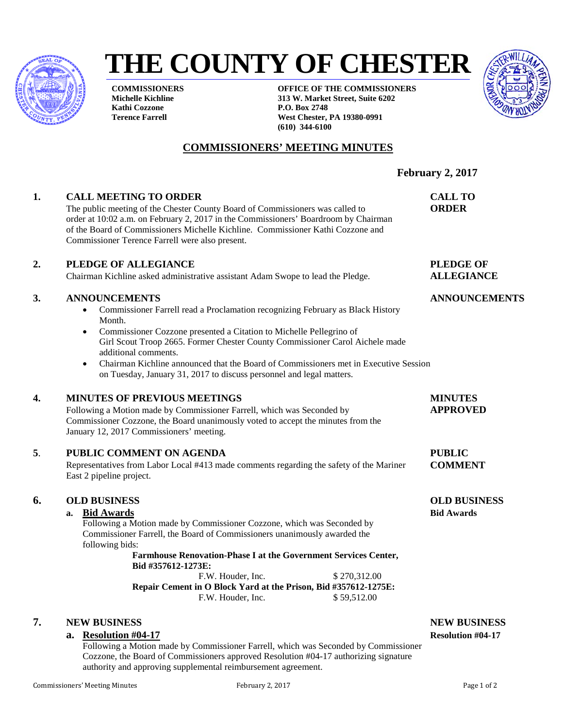# THE COUNTY OF CHESTER

**COMMISSIONERS**
**Michelle Kichline**
**Kathi Cozzone**
**Terence Farrell**

**OFFICE OF THE COMMISSIONERS**
**313 W. Market Street, Suite 6202**
**P.O. Box 2748**
**West Chester, PA 19380-0991**
**(610) 344-6100**

## COMMISSIONERS' MEETING MINUTES

**February 2, 2017**

### 1. CALL MEETING TO ORDER

**CALL TO ORDER**

The public meeting of the Chester County Board of Commissioners was called to order at 10:02 a.m. on February 2, 2017 in the Commissioners' Boardroom by Chairman of the Board of Commissioners Michelle Kichline. Commissioner Kathi Cozzone and Commissioner Terence Farrell were also present.

### 2. PLEDGE OF ALLEGIANCE

**PLEDGE OF ALLEGIANCE**

Chairman Kichline asked administrative assistant Adam Swope to lead the Pledge.

### 3. ANNOUNCEMENTS

**ANNOUNCEMENTS**

- Commissioner Farrell read a Proclamation recognizing February as Black History Month.
- Commissioner Cozzone presented a Citation to Michelle Pellegrino of Girl Scout Troop 2665. Former Chester County Commissioner Carol Aichele made additional comments.
- Chairman Kichline announced that the Board of Commissioners met in Executive Session on Tuesday, January 31, 2017 to discuss personnel and legal matters.

### 4. MINUTES OF PREVIOUS MEETINGS

**MINUTES APPROVED**

Following a Motion made by Commissioner Farrell, which was Seconded by Commissioner Cozzone, the Board unanimously voted to accept the minutes from the January 12, 2017 Commissioners' meeting.

### 5. PUBLIC COMMENT ON AGENDA

**PUBLIC COMMENT**

Representatives from Labor Local #413 made comments regarding the safety of the Mariner East 2 pipeline project.

### 6. OLD BUSINESS

**OLD BUSINESS**

#### a. Bid Awards

**Bid Awards**

Following a Motion made by Commissioner Cozzone, which was Seconded by Commissioner Farrell, the Board of Commissioners unanimously awarded the following bids:

**Farmhouse Renovation-Phase I at the Government Services Center, Bid #357612-1273E:**
F.W. Houder, Inc. $ 270,312.00

**Repair Cement in O Block Yard at the Prison, Bid #357612-1275E:**
F.W. Houder, Inc. $ 59,512.00

### 7. NEW BUSINESS

**NEW BUSINESS**

#### a. Resolution #04-17

**Resolution #04-17**

Following a Motion made by Commissioner Farrell, which was Seconded by Commissioner Cozzone, the Board of Commissioners approved Resolution #04-17 authorizing signature authority and approving supplemental reimbursement agreement.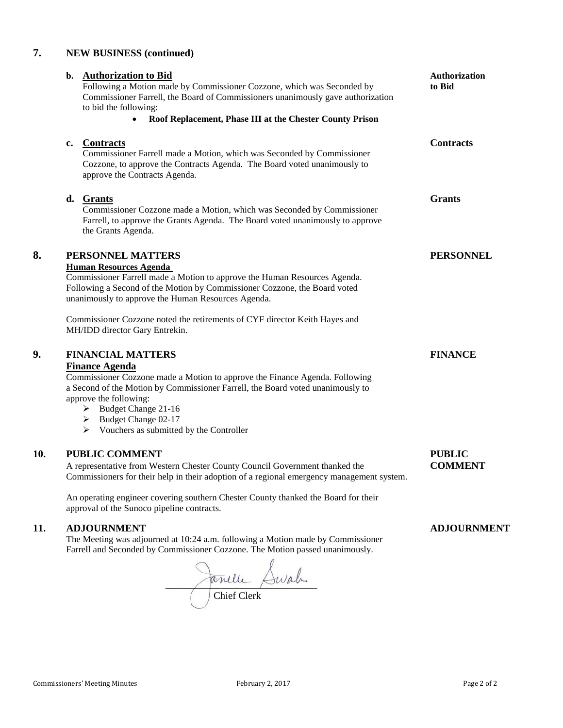## 7. NEW BUSINESS (continued)

**b. Authorization to Bid** — **Authorization to Bid**

Following a Motion made by Commissioner Cozzone, which was Seconded by Commissioner Farrell, the Board of Commissioners unanimously gave authorization to bid the following:

- **Roof Replacement, Phase III at the Chester County Prison**

**c. Contracts** — **Contracts**

Commissioner Farrell made a Motion, which was Seconded by Commissioner Cozzone, to approve the Contracts Agenda. The Board voted unanimously to approve the Contracts Agenda.

**d. Grants** — **Grants**

Commissioner Cozzone made a Motion, which was Seconded by Commissioner Farrell, to approve the Grants Agenda. The Board voted unanimously to approve the Grants Agenda.

## 8. PERSONNEL MATTERS — PERSONNEL

**Human Resources Agenda**

Commissioner Farrell made a Motion to approve the Human Resources Agenda. Following a Second of the Motion by Commissioner Cozzone, the Board voted unanimously to approve the Human Resources Agenda.

Commissioner Cozzone noted the retirements of CYF director Keith Hayes and MH/IDD director Gary Entrekin.

## 9. FINANCIAL MATTERS — FINANCE

**Finance Agenda**

Commissioner Cozzone made a Motion to approve the Finance Agenda. Following a Second of the Motion by Commissioner Farrell, the Board voted unanimously to approve the following:

- Budget Change 21-16
- Budget Change 02-17
- Vouchers as submitted by the Controller

## 10. PUBLIC COMMENT — PUBLIC COMMENT

A representative from Western Chester County Council Government thanked the Commissioners for their help in their adoption of a regional emergency management system.

An operating engineer covering southern Chester County thanked the Board for their approval of the Sunoco pipeline contracts.

## 11. ADJOURNMENT — ADJOURNMENT

The Meeting was adjourned at 10:24 a.m. following a Motion made by Commissioner Farrell and Seconded by Commissioner Cozzone. The Motion passed unanimously.

Janelle Swab

Chief Clerk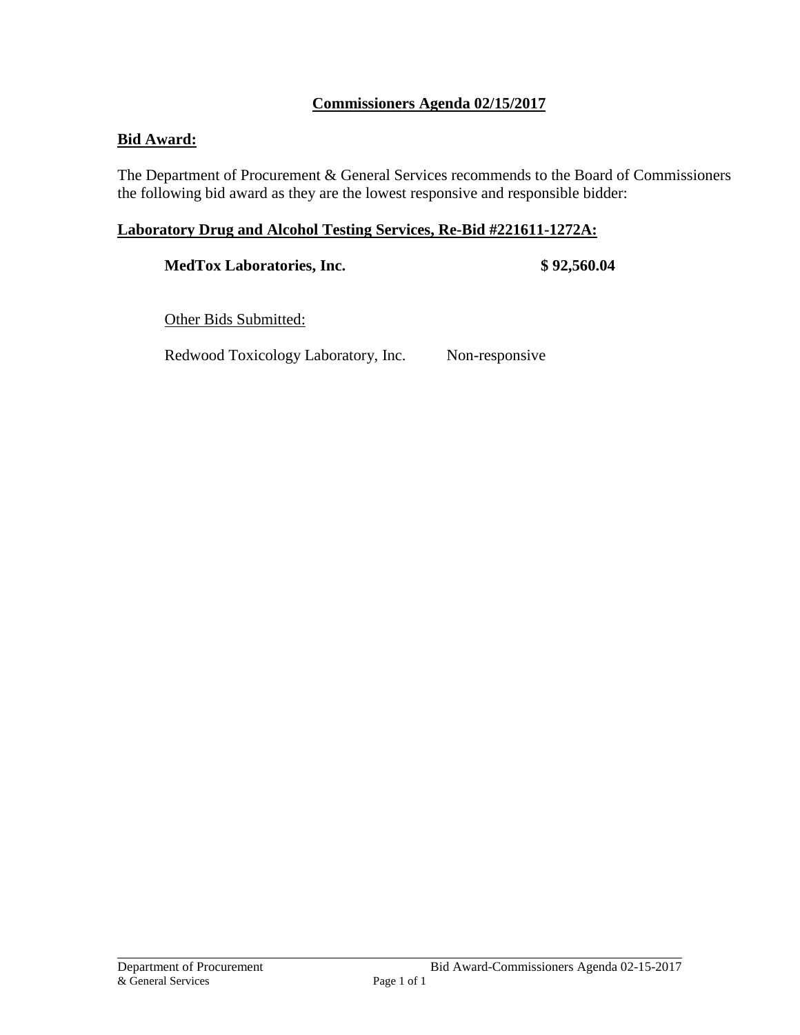## Commissioners Agenda 02/15/2017

**Bid Award:**

The Department of Procurement & General Services recommends to the Board of Commissioners the following bid award as they are the lowest responsive and responsible bidder:

**Laboratory Drug and Alcohol Testing Services, Re-Bid #221611-1272A:**

**MedTox Laboratories, Inc.** **$ 92,560.04**

Other Bids Submitted:

Redwood Toxicology Laboratory, Inc. Non-responsive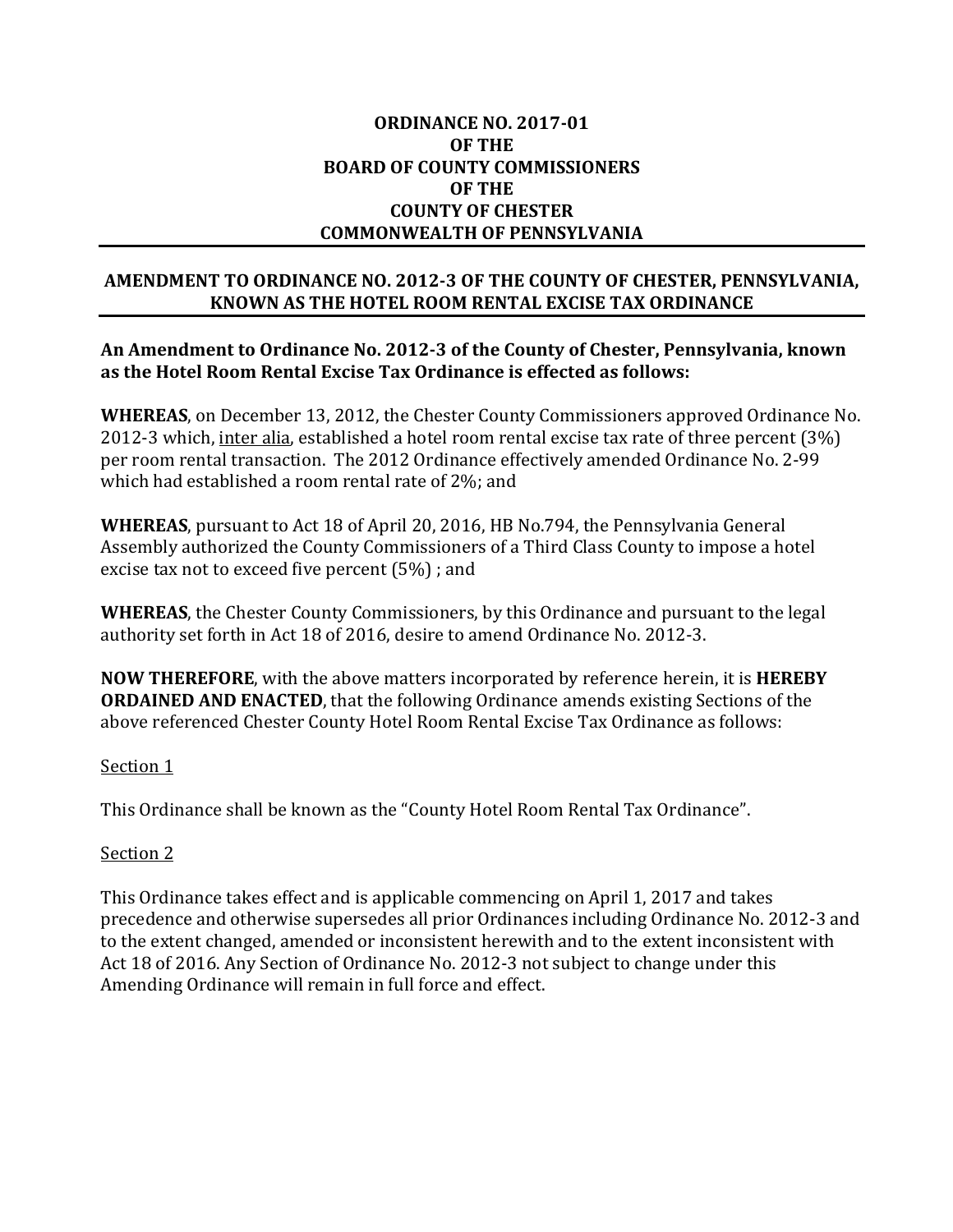**ORDINANCE NO. 2017-01**
**OF THE**
**BOARD OF COUNTY COMMISSIONERS**
**OF THE**
**COUNTY OF CHESTER**
**COMMONWEALTH OF PENNSYLVANIA**

---

**AMENDMENT TO ORDINANCE NO. 2012-3 OF THE COUNTY OF CHESTER, PENNSYLVANIA, KNOWN AS THE HOTEL ROOM RENTAL EXCISE TAX ORDINANCE**

---

**An Amendment to Ordinance No. 2012-3 of the County of Chester, Pennsylvania, known as the Hotel Room Rental Excise Tax Ordinance is effected as follows:**

**WHEREAS**, on December 13, 2012, the Chester County Commissioners approved Ordinance No. 2012-3 which, inter alia, established a hotel room rental excise tax rate of three percent (3%) per room rental transaction. The 2012 Ordinance effectively amended Ordinance No. 2-99 which had established a room rental rate of 2%; and

**WHEREAS**, pursuant to Act 18 of April 20, 2016, HB No.794, the Pennsylvania General Assembly authorized the County Commissioners of a Third Class County to impose a hotel excise tax not to exceed five percent (5%) ; and

**WHEREAS**, the Chester County Commissioners, by this Ordinance and pursuant to the legal authority set forth in Act 18 of 2016, desire to amend Ordinance No. 2012-3.

**NOW THEREFORE**, with the above matters incorporated by reference herein, it is **HEREBY ORDAINED AND ENACTED**, that the following Ordinance amends existing Sections of the above referenced Chester County Hotel Room Rental Excise Tax Ordinance as follows:

Section 1

This Ordinance shall be known as the "County Hotel Room Rental Tax Ordinance".

Section 2

This Ordinance takes effect and is applicable commencing on April 1, 2017 and takes precedence and otherwise supersedes all prior Ordinances including Ordinance No. 2012-3 and to the extent changed, amended or inconsistent herewith and to the extent inconsistent with Act 18 of 2016. Any Section of Ordinance No. 2012-3 not subject to change under this Amending Ordinance will remain in full force and effect.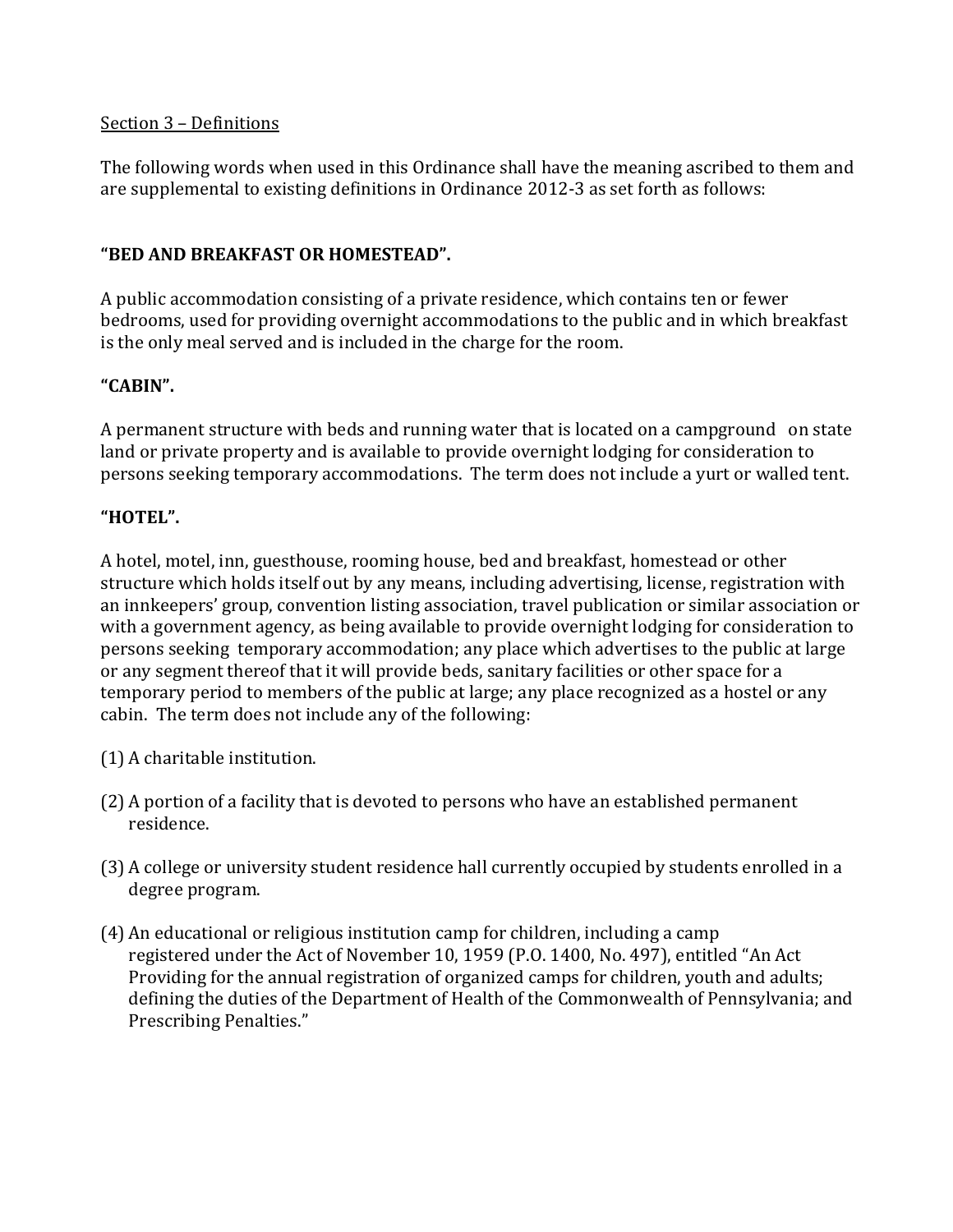Section 3 – Definitions

The following words when used in this Ordinance shall have the meaning ascribed to them and are supplemental to existing definitions in Ordinance 2012-3 as set forth as follows:

**"BED AND BREAKFAST OR HOMESTEAD".**

A public accommodation consisting of a private residence, which contains ten or fewer bedrooms, used for providing overnight accommodations to the public and in which breakfast is the only meal served and is included in the charge for the room.

**"CABIN".**

A permanent structure with beds and running water that is located on a campground on state land or private property and is available to provide overnight lodging for consideration to persons seeking temporary accommodations. The term does not include a yurt or walled tent.

**"HOTEL".**

A hotel, motel, inn, guesthouse, rooming house, bed and breakfast, homestead or other structure which holds itself out by any means, including advertising, license, registration with an innkeepers' group, convention listing association, travel publication or similar association or with a government agency, as being available to provide overnight lodging for consideration to persons seeking temporary accommodation; any place which advertises to the public at large or any segment thereof that it will provide beds, sanitary facilities or other space for a temporary period to members of the public at large; any place recognized as a hostel or any cabin. The term does not include any of the following:

(1) A charitable institution.

(2) A portion of a facility that is devoted to persons who have an established permanent residence.

(3) A college or university student residence hall currently occupied by students enrolled in a degree program.

(4) An educational or religious institution camp for children, including a camp registered under the Act of November 10, 1959 (P.O. 1400, No. 497), entitled "An Act Providing for the annual registration of organized camps for children, youth and adults; defining the duties of the Department of Health of the Commonwealth of Pennsylvania; and Prescribing Penalties."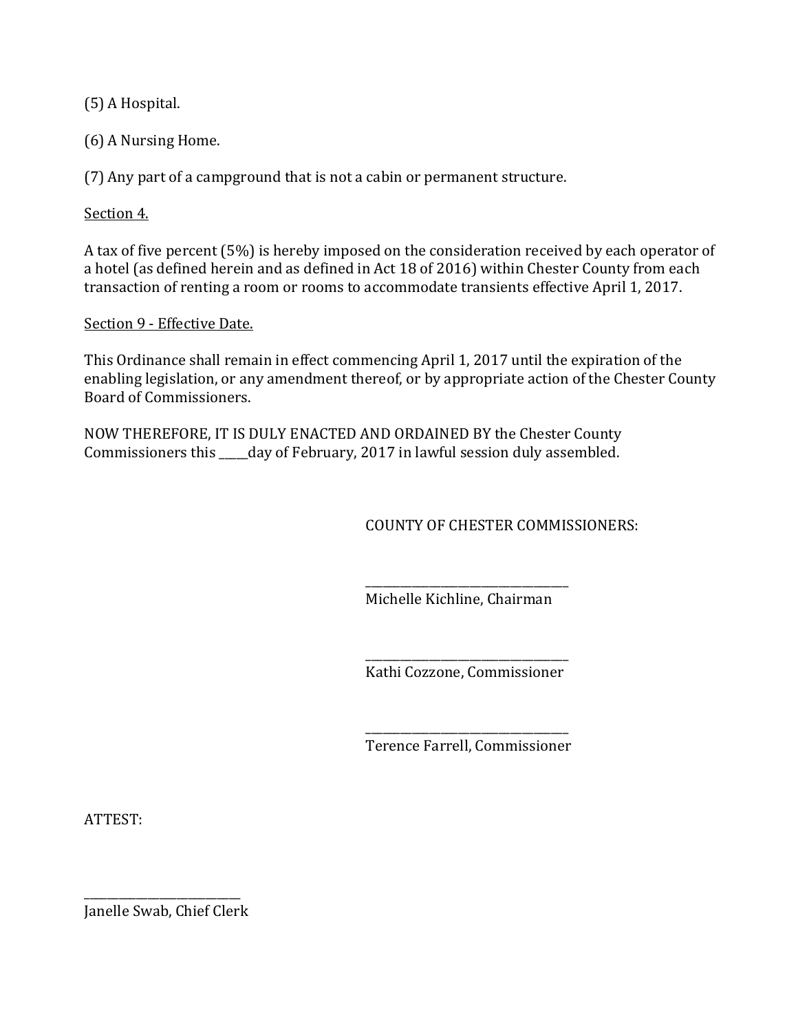(5) A Hospital.

(6) A Nursing Home.

(7) Any part of a campground that is not a cabin or permanent structure.

Section 4.

A tax of five percent (5%) is hereby imposed on the consideration received by each operator of a hotel (as defined herein and as defined in Act 18 of 2016) within Chester County from each transaction of renting a room or rooms to accommodate transients effective April 1, 2017.

Section 9 - Effective Date.

This Ordinance shall remain in effect commencing April 1, 2017 until the expiration of the enabling legislation, or any amendment thereof, or by appropriate action of the Chester County Board of Commissioners.

NOW THEREFORE, IT IS DULY ENACTED AND ORDAINED BY the Chester County Commissioners this _____day of February, 2017 in lawful session duly assembled.

COUNTY OF CHESTER COMMISSIONERS:

___________________________________
Michelle Kichline, Chairman

___________________________________
Kathi Cozzone, Commissioner

___________________________________
Terence Farrell, Commissioner

ATTEST:

___________________________
Janelle Swab, Chief Clerk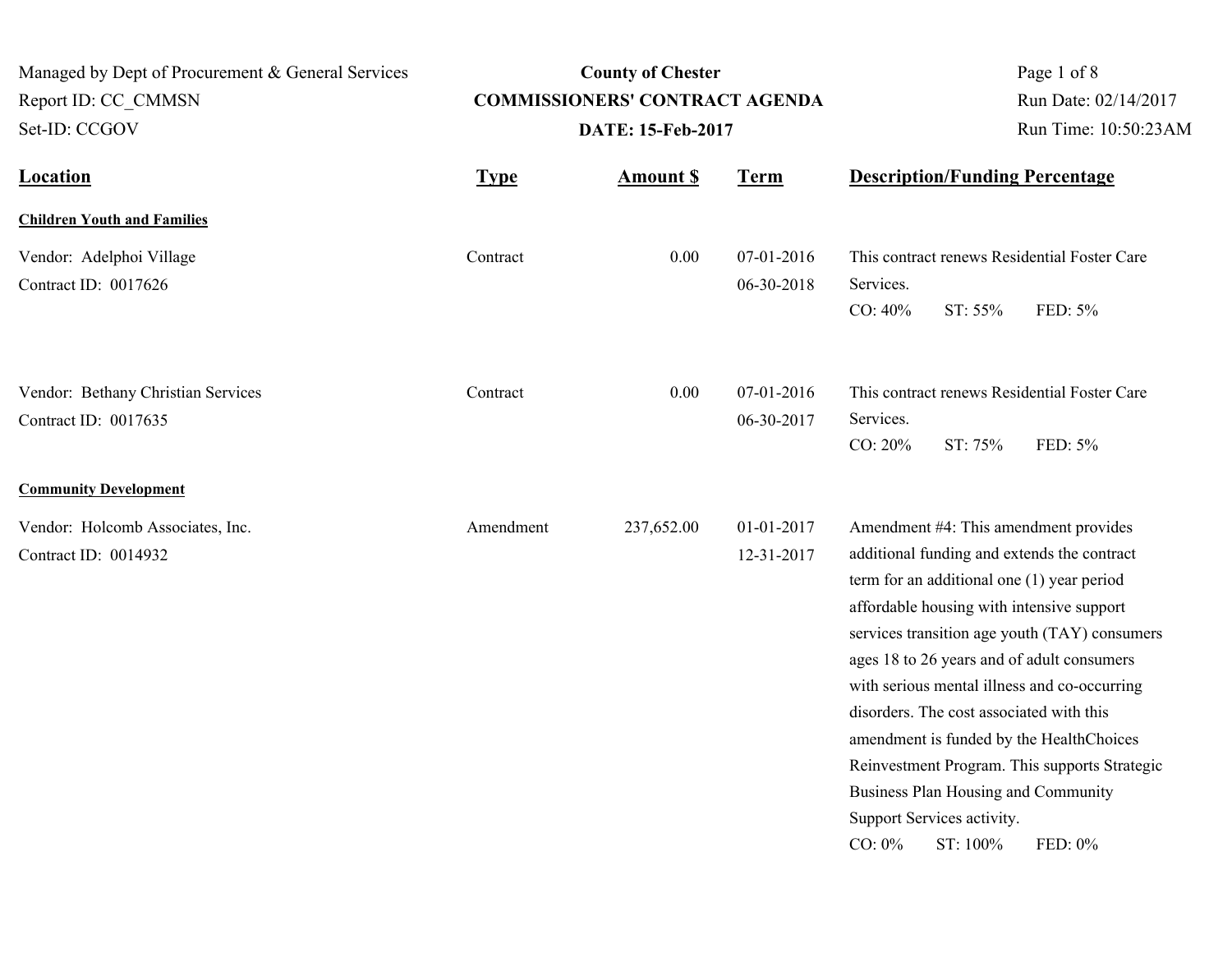Managed by Dept of Procurement & General Services
Report ID: CC_CMMSN
Set-ID: CCGOV

# County of Chester
## COMMISSIONERS' CONTRACT AGENDA
### DATE: 15-Feb-2017

Run Date: 02/14/2017
Run Time: 10:50:23AM

| Location | Type | Amount $ | Term | Description/Funding Percentage |
|---|---|---|---|---|
| **Children Youth and Families** | | | | |
| Vendor: Adelphoi Village<br>Contract ID: 0017626 | Contract | 0.00 | 07-01-2016<br>06-30-2018 | This contract renews Residential Foster Care Services.<br>CO: 40% ST: 55% FED: 5% |
| Vendor: Bethany Christian Services<br>Contract ID: 0017635 | Contract | 0.00 | 07-01-2016<br>06-30-2017 | This contract renews Residential Foster Care Services.<br>CO: 20% ST: 75% FED: 5% |
| **Community Development** | | | | |
| Vendor: Holcomb Associates, Inc.<br>Contract ID: 0014932 | Amendment | 237,652.00 | 01-01-2017<br>12-31-2017 | Amendment #4: This amendment provides additional funding and extends the contract term for an additional one (1) year period affordable housing with intensive support services transition age youth (TAY) consumers ages 18 to 26 years and of adult consumers with serious mental illness and co-occurring disorders. The cost associated with this amendment is funded by the HealthChoices Reinvestment Program. This supports Strategic Business Plan Housing and Community Support Services activity.<br>CO: 0% ST: 100% FED: 0% |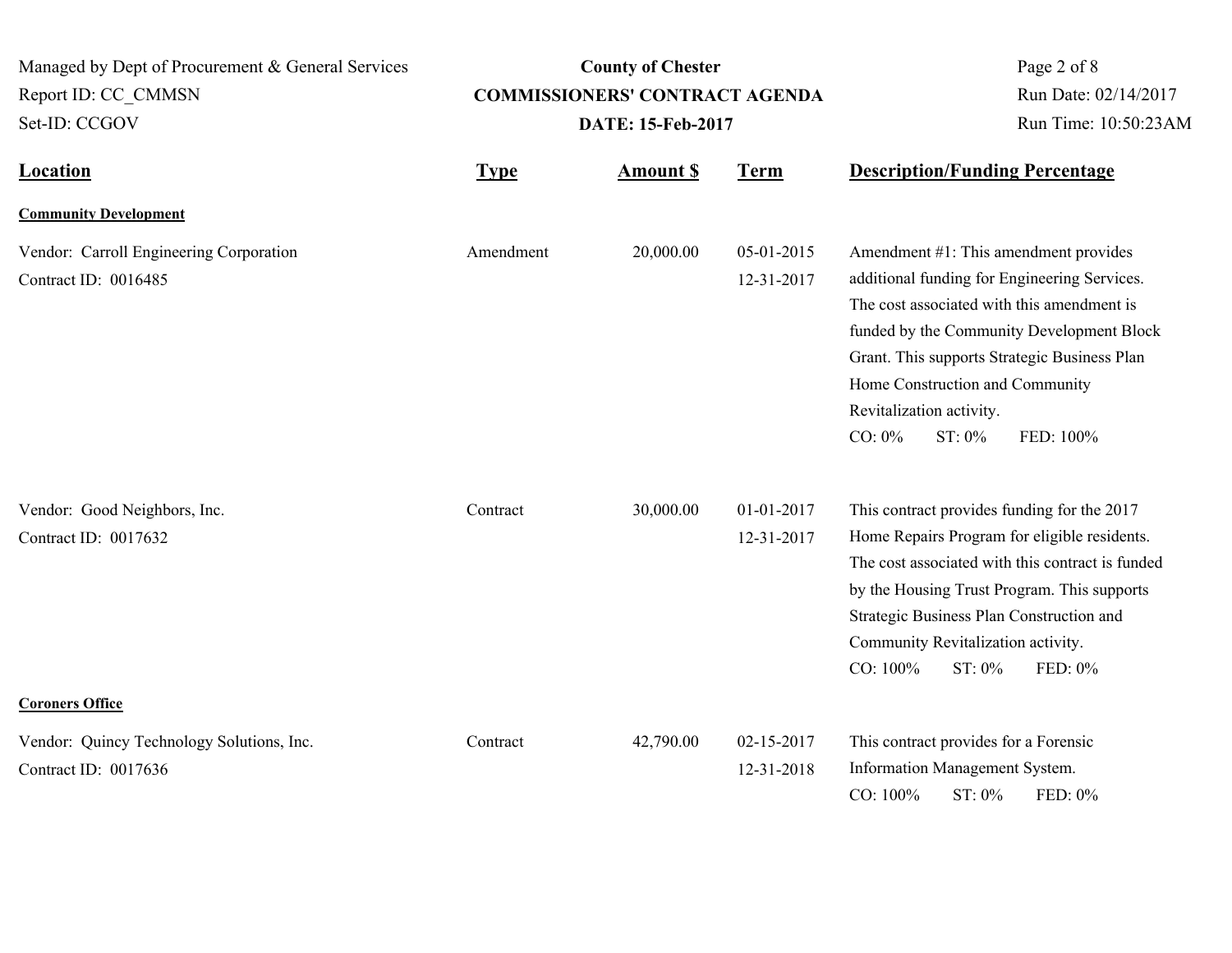Managed by Dept of Procurement & General Services
Report ID: CC_CMMSN
Set-ID: CCGOV

**County of Chester**
**COMMISSIONERS' CONTRACT AGENDA**
**DATE: 15-Feb-2017**

Run Date: 02/14/2017
Run Time: 10:50:23AM

| Location | Type | Amount $ | Term | Description/Funding Percentage |
|---|---|---|---|---|
| **Community Development** | | | | |
| Vendor: Carroll Engineering Corporation<br>Contract ID: 0016485 | Amendment | 20,000.00 | 05-01-2015<br>12-31-2017 | Amendment #1: This amendment provides additional funding for Engineering Services. The cost associated with this amendment is funded by the Community Development Block Grant. This supports Strategic Business Plan Home Construction and Community Revitalization activity.<br>CO: 0% ST: 0% FED: 100% |
| Vendor: Good Neighbors, Inc.<br>Contract ID: 0017632 | Contract | 30,000.00 | 01-01-2017<br>12-31-2017 | This contract provides funding for the 2017 Home Repairs Program for eligible residents. The cost associated with this contract is funded by the Housing Trust Program. This supports Strategic Business Plan Construction and Community Revitalization activity.<br>CO: 100% ST: 0% FED: 0% |
| **Coroners Office** | | | | |
| Vendor: Quincy Technology Solutions, Inc.<br>Contract ID: 0017636 | Contract | 42,790.00 | 02-15-2017<br>12-31-2018 | This contract provides for a Forensic Information Management System.<br>CO: 100% ST: 0% FED: 0% |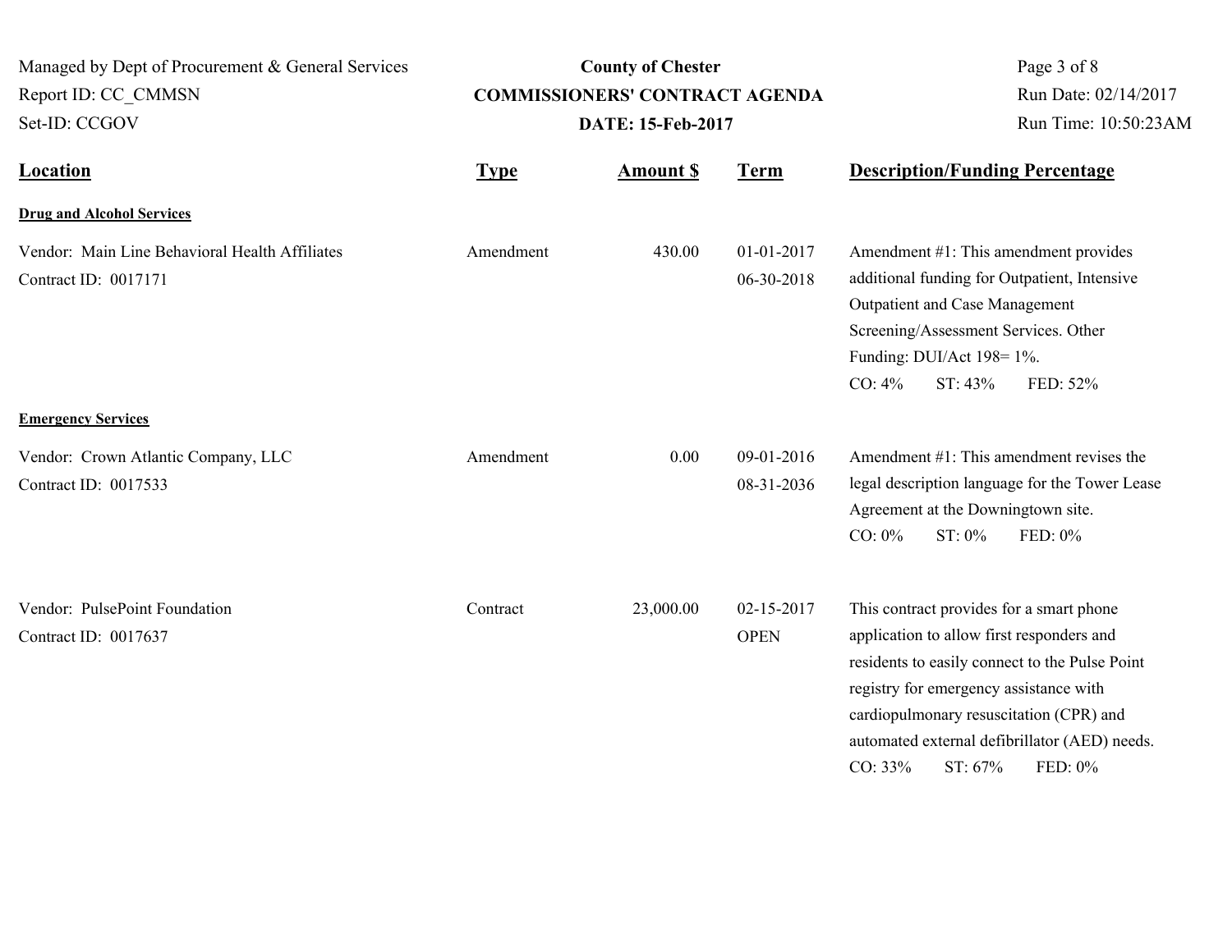Managed by Dept of Procurement & General Services
Report ID: CC_CMMSN
Set-ID: CCGOV

**County of Chester**
**COMMISSIONERS' CONTRACT AGENDA**
**DATE: 15-Feb-2017**

Run Date: 02/14/2017
Run Time: 10:50:23AM

| Location | Type | Amount $ | Term | Description/Funding Percentage |
|---|---|---|---|---|
| **Drug and Alcohol Services** | | | | |
| Vendor: Main Line Behavioral Health Affiliates<br>Contract ID: 0017171 | Amendment | 430.00 | 01-01-2017<br>06-30-2018 | Amendment #1: This amendment provides additional funding for Outpatient, Intensive Outpatient and Case Management Screening/Assessment Services. Other Funding: DUI/Act 198= 1%.<br>CO: 4% ST: 43% FED: 52% |
| **Emergency Services** | | | | |
| Vendor: Crown Atlantic Company, LLC<br>Contract ID: 0017533 | Amendment | 0.00 | 09-01-2016<br>08-31-2036 | Amendment #1: This amendment revises the legal description language for the Tower Lease Agreement at the Downingtown site.<br>CO: 0% ST: 0% FED: 0% |
| Vendor: PulsePoint Foundation<br>Contract ID: 0017637 | Contract | 23,000.00 | 02-15-2017<br>OPEN | This contract provides for a smart phone application to allow first responders and residents to easily connect to the Pulse Point registry for emergency assistance with cardiopulmonary resuscitation (CPR) and automated external defibrillator (AED) needs.<br>CO: 33% ST: 67% FED: 0% |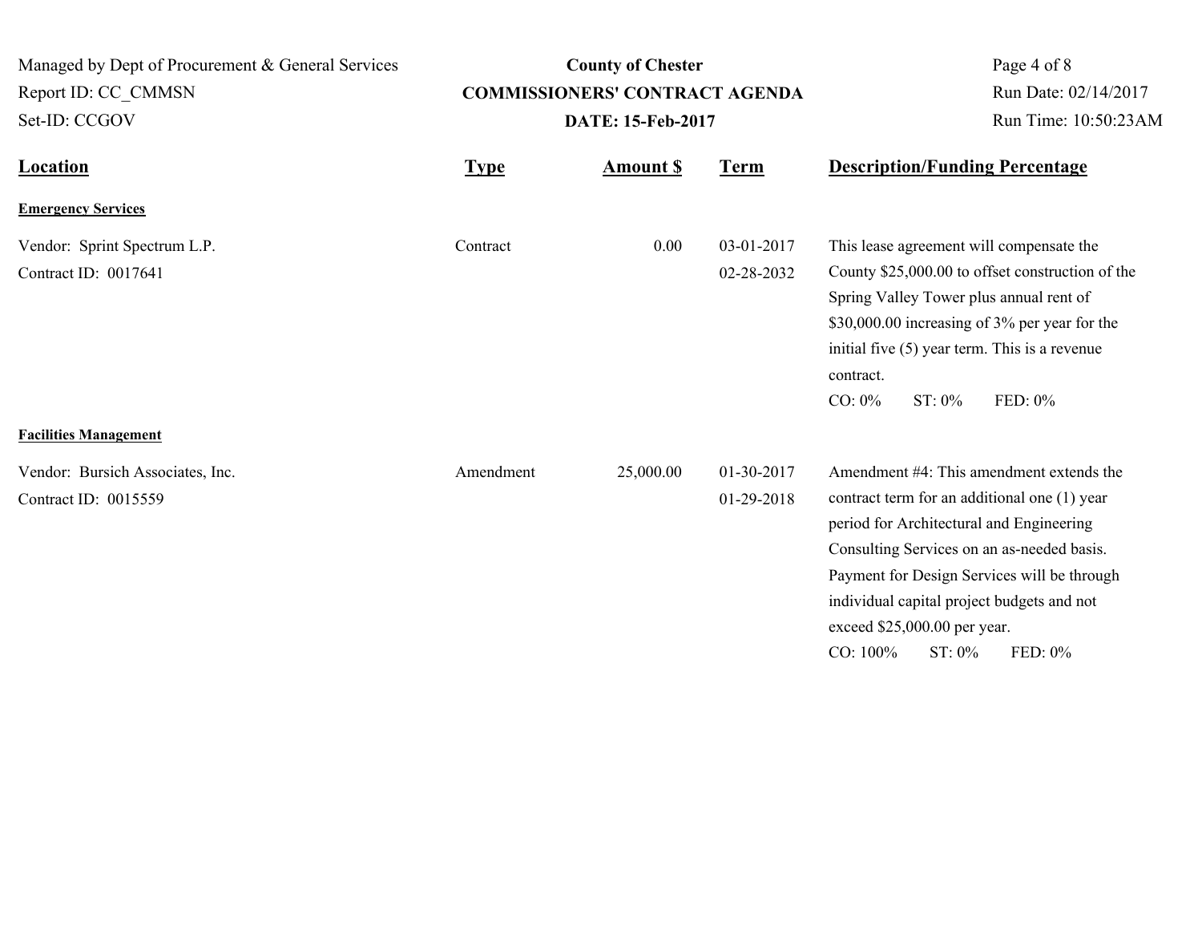**County of Chester**
**COMMISSIONERS' CONTRACT AGENDA**
**DATE: 15-Feb-2017**

Managed by Dept of Procurement & General Services
Report ID: CC_CMMSN
Set-ID: CCGOV

Run Date: 02/14/2017
Run Time: 10:50:23AM

| Location | Type | Amount $ | Term | Description/Funding Percentage |
|---|---|---|---|---|
| **Emergency Services** | | | | |
| Vendor: Sprint Spectrum L.P.<br>Contract ID: 0017641 | Contract | 0.00 | 03-01-2017<br>02-28-2032 | This lease agreement will compensate the County $25,000.00 to offset construction of the Spring Valley Tower plus annual rent of $30,000.00 increasing of 3% per year for the initial five (5) year term. This is a revenue contract.<br>CO: 0% ST: 0% FED: 0% |
| **Facilities Management** | | | | |
| Vendor: Bursich Associates, Inc.<br>Contract ID: 0015559 | Amendment | 25,000.00 | 01-30-2017<br>01-29-2018 | Amendment #4: This amendment extends the contract term for an additional one (1) year period for Architectural and Engineering Consulting Services on an as-needed basis. Payment for Design Services will be through individual capital project budgets and not exceed $25,000.00 per year.<br>CO: 100% ST: 0% FED: 0% |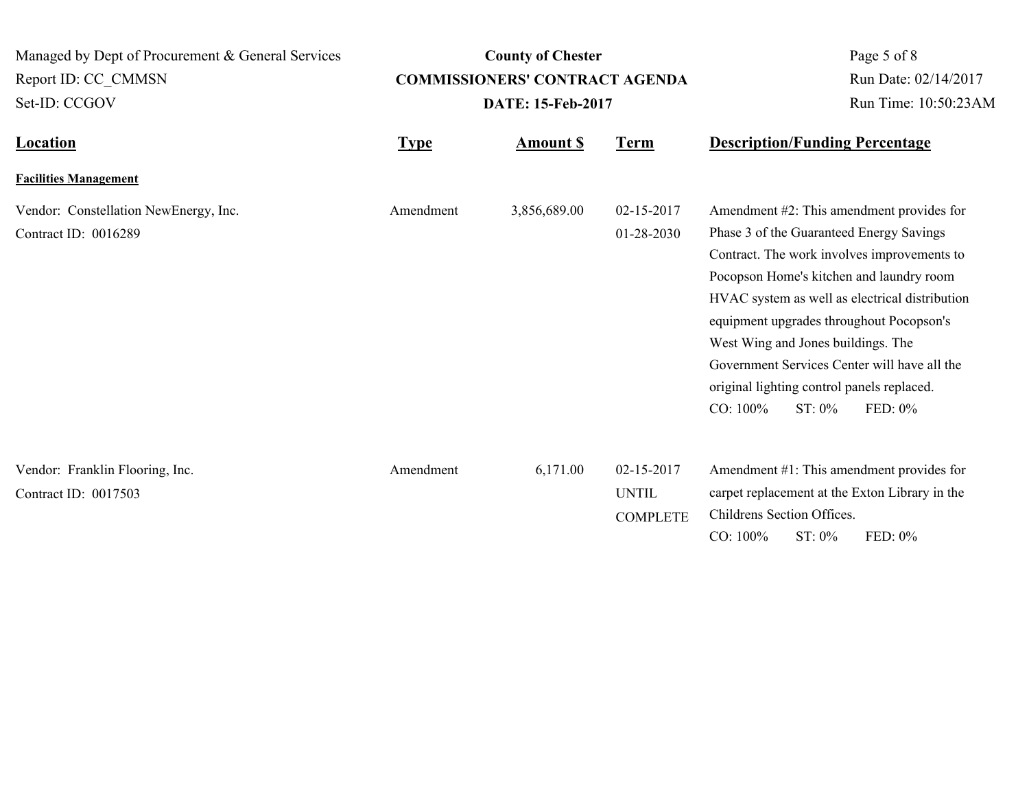Managed by Dept of Procurement & General Services
Report ID: CC_CMMSN
Set-ID: CCGOV

**County of Chester**
**COMMISSIONERS' CONTRACT AGENDA**
**DATE: 15-Feb-2017**

Run Date: 02/14/2017
Run Time: 10:50:23AM

| Location | Type | Amount $ | Term | Description/Funding Percentage |
|---|---|---|---|---|
| **Facilities Management** | | | | |
| Vendor: Constellation NewEnergy, Inc.<br>Contract ID: 0016289 | Amendment | 3,856,689.00 | 02-15-2017<br>01-28-2030 | Amendment #2: This amendment provides for Phase 3 of the Guaranteed Energy Savings Contract. The work involves improvements to Pocopson Home's kitchen and laundry room HVAC system as well as electrical distribution equipment upgrades throughout Pocopson's West Wing and Jones buildings. The Government Services Center will have all the original lighting control panels replaced.<br>CO: 100% ST: 0% FED: 0% |
| Vendor: Franklin Flooring, Inc.<br>Contract ID: 0017503 | Amendment | 6,171.00 | 02-15-2017<br>UNTIL COMPLETE | Amendment #1: This amendment provides for carpet replacement at the Exton Library in the Childrens Section Offices.<br>CO: 100% ST: 0% FED: 0% |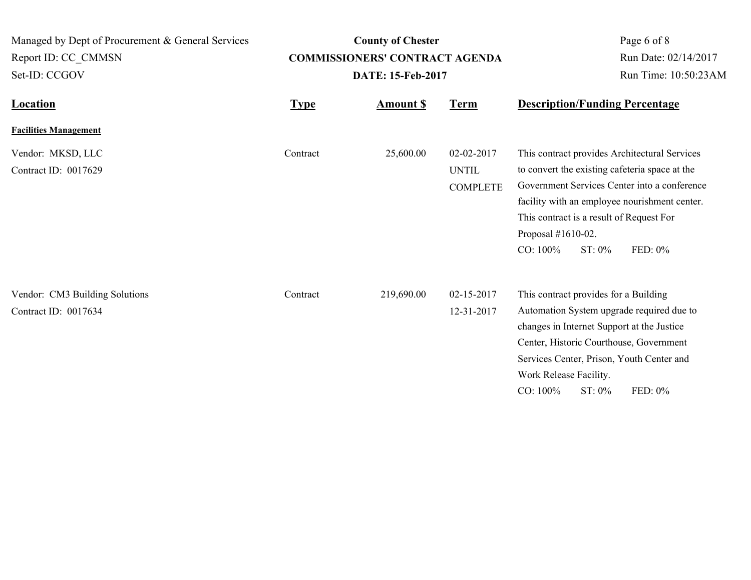# County of Chester

## COMMISSIONERS' CONTRACT AGENDA

**DATE: 15-Feb-2017**

Managed by Dept of Procurement & General Services
Report ID: CC_CMMSN
Set-ID: CCGOV

Run Date: 02/14/2017
Run Time: 10:50:23AM

| Location | Type | Amount $ | Term | Description/Funding Percentage |
|---|---|---|---|---|
| **Facilities Management** | | | | |
| Vendor: MKSD, LLC<br>Contract ID: 0017629 | Contract | 25,600.00 | 02-02-2017<br>UNTIL<br>COMPLETE | This contract provides Architectural Services to convert the existing cafeteria space at the Government Services Center into a conference facility with an employee nourishment center. This contract is a result of Request For Proposal #1610-02.<br>CO: 100% ST: 0% FED: 0% |
| Vendor: CM3 Building Solutions<br>Contract ID: 0017634 | Contract | 219,690.00 | 02-15-2017<br>12-31-2017 | This contract provides for a Building Automation System upgrade required due to changes in Internet Support at the Justice Center, Historic Courthouse, Government Services Center, Prison, Youth Center and Work Release Facility.<br>CO: 100% ST: 0% FED: 0% |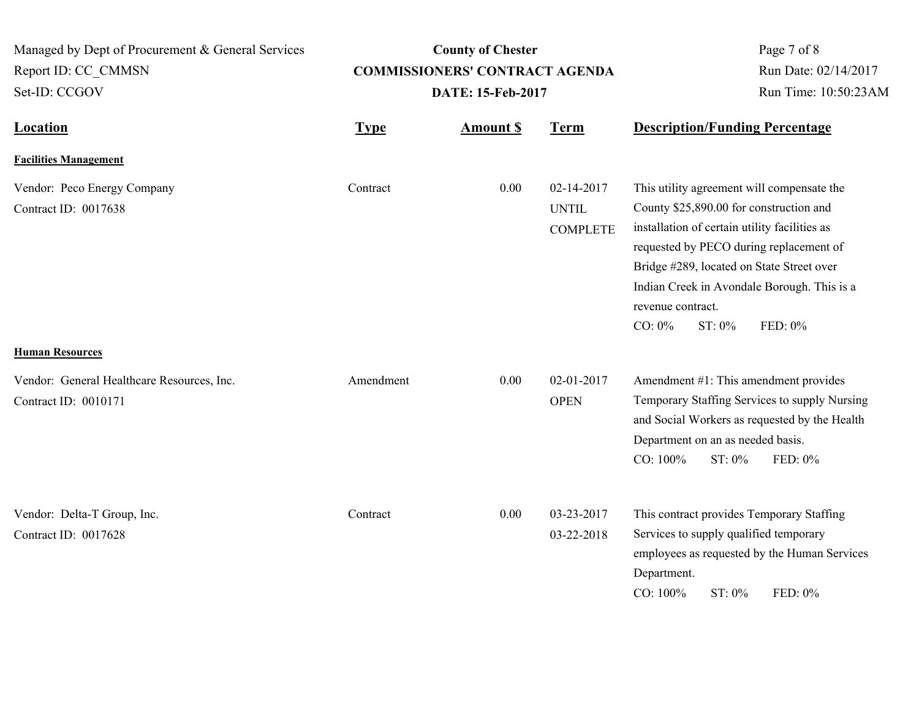Managed by Dept of Procurement & General Services
Report ID: CC_CMMSN
Set-ID: CCGOV

**County of Chester**
**COMMISSIONERS' CONTRACT AGENDA**
**DATE: 15-Feb-2017**

Run Date: 02/14/2017
Run Time: 10:50:23AM

| Location | Type | Amount $ | Term | Description/Funding Percentage |
|---|---|---|---|---|
| **Facilities Management** | | | | |
| Vendor: Peco Energy Company<br>Contract ID: 0017638 | Contract | 0.00 | 02-14-2017<br>UNTIL<br>COMPLETE | This utility agreement will compensate the County $25,890.00 for construction and installation of certain utility facilities as requested by PECO during replacement of Bridge #289, located on State Street over Indian Creek in Avondale Borough. This is a revenue contract.<br>CO: 0% ST: 0% FED: 0% |
| **Human Resources** | | | | |
| Vendor: General Healthcare Resources, Inc.<br>Contract ID: 0010171 | Amendment | 0.00 | 02-01-2017<br>OPEN | Amendment #1: This amendment provides Temporary Staffing Services to supply Nursing and Social Workers as requested by the Health Department on an as needed basis.<br>CO: 100% ST: 0% FED: 0% |
| Vendor: Delta-T Group, Inc.<br>Contract ID: 0017628 | Contract | 0.00 | 03-23-2017<br>03-22-2018 | This contract provides Temporary Staffing Services to supply qualified temporary employees as requested by the Human Services Department.<br>CO: 100% ST: 0% FED: 0% |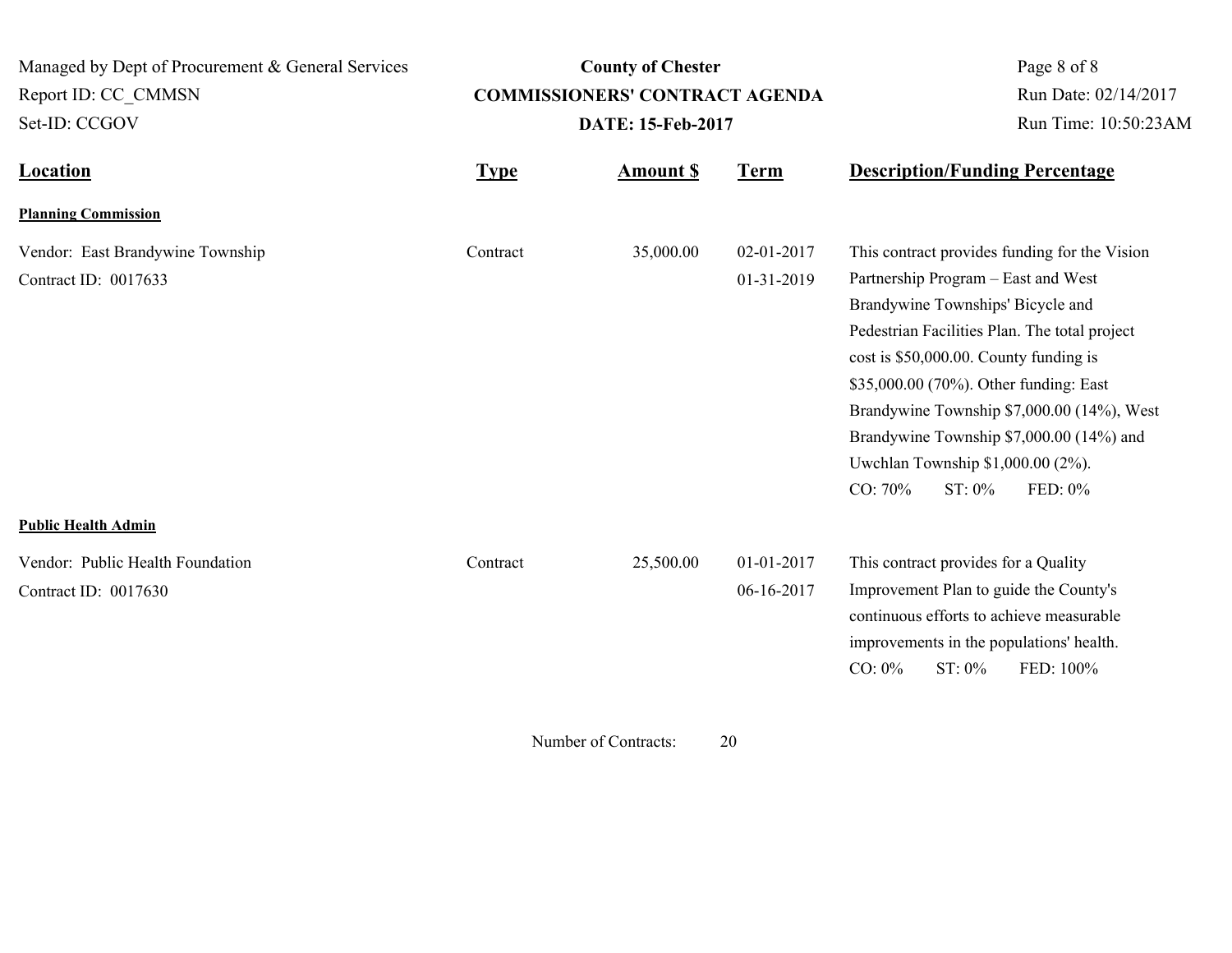Managed by Dept of Procurement & General Services
Report ID: CC_CMMSN
Set-ID: CCGOV

**County of Chester**
**COMMISSIONERS' CONTRACT AGENDA**
**DATE: 15-Feb-2017**

Run Date: 02/14/2017
Run Time: 10:50:23AM

| Location | Type | Amount $ | Term | Description/Funding Percentage |
|---|---|---|---|---|
| **Planning Commission** | | | | |
| Vendor: East Brandywine Township<br>Contract ID: 0017633 | Contract | 35,000.00 | 02-01-2017<br>01-31-2019 | This contract provides funding for the Vision Partnership Program – East and West Brandywine Townships' Bicycle and Pedestrian Facilities Plan. The total project cost is $50,000.00. County funding is $35,000.00 (70%). Other funding: East Brandywine Township $7,000.00 (14%), West Brandywine Township $7,000.00 (14%) and Uwchlan Township $1,000.00 (2%).<br>CO: 70% ST: 0% FED: 0% |
| **Public Health Admin** | | | | |
| Vendor: Public Health Foundation<br>Contract ID: 0017630 | Contract | 25,500.00 | 01-01-2017<br>06-16-2017 | This contract provides for a Quality Improvement Plan to guide the County's continuous efforts to achieve measurable improvements in the populations' health.<br>CO: 0% ST: 0% FED: 100% |

Number of Contracts: 20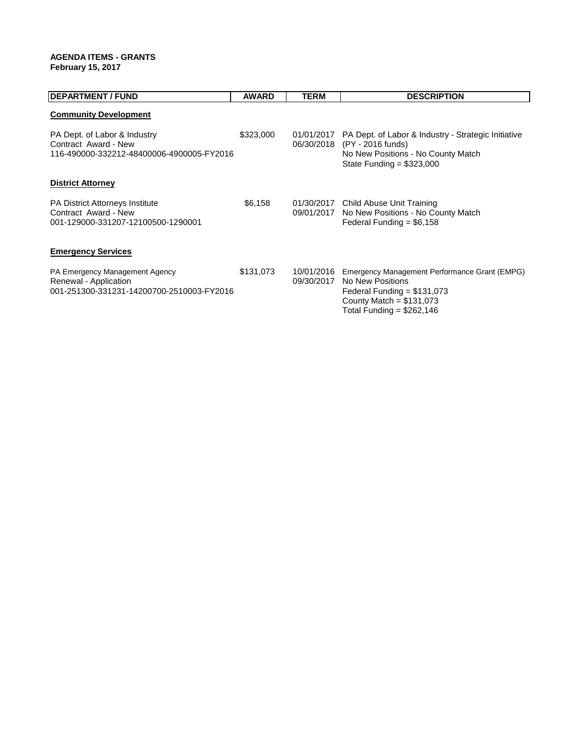**AGENDA ITEMS - GRANTS**
**February 15, 2017**

| DEPARTMENT / FUND | AWARD | TERM | DESCRIPTION |
|---|---|---|---|
| **Community Development** | | | |
| PA Dept. of Labor & Industry<br>Contract Award - New<br>116-490000-332212-48400006-4900005-FY2016 | $323,000 | 01/01/2017<br>06/30/2018 | PA Dept. of Labor & Industry - Strategic Initiative (PY - 2016 funds)<br>No New Positions - No County Match<br>State Funding = $323,000 |
| **District Attorney** | | | |
| PA District Attorneys Institute<br>Contract Award - New<br>001-129000-331207-12100500-1290001 | $6,158 | 01/30/2017<br>09/01/2017 | Child Abuse Unit Training<br>No New Positions - No County Match<br>Federal Funding = $6,158 |
| **Emergency Services** | | | |
| PA Emergency Management Agency<br>Renewal - Application<br>001-251300-331231-14200700-2510003-FY2016 | $131,073 | 10/01/2016<br>09/30/2017 | Emergency Management Performance Grant (EMPG)<br>No New Positions<br>Federal Funding = $131,073<br>County Match = $131,073<br>Total Funding = $262,146 |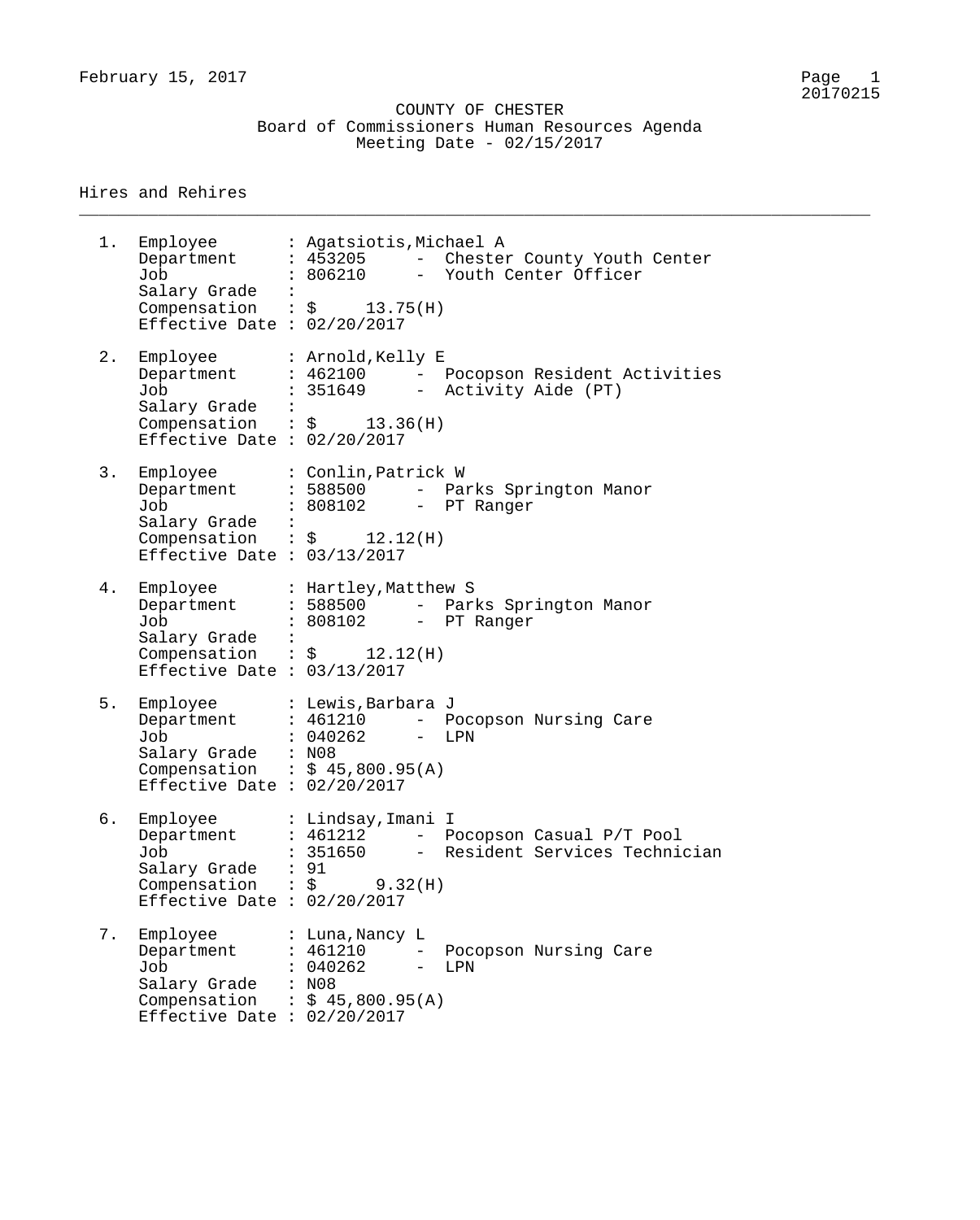February 15, 2017

COUNTY OF CHESTER
Board of Commissioners Human Resources Agenda
Meeting Date - 02/15/2017

## Hires and Rehires

1. Employee : Agatsiotis,Michael A
   Department : 453205 - Chester County Youth Center
   Job : 806210 - Youth Center Officer
   Salary Grade :
   Compensation : $ 13.75(H)
   Effective Date : 02/20/2017

2. Employee : Arnold,Kelly E
   Department : 462100 - Pocopson Resident Activities
   Job : 351649 - Activity Aide (PT)
   Salary Grade :
   Compensation : $ 13.36(H)
   Effective Date : 02/20/2017

3. Employee : Conlin,Patrick W
   Department : 588500 - Parks Springton Manor
   Job : 808102 - PT Ranger
   Salary Grade :
   Compensation : $ 12.12(H)
   Effective Date : 03/13/2017

4. Employee : Hartley,Matthew S
   Department : 588500 - Parks Springton Manor
   Job : 808102 - PT Ranger
   Salary Grade :
   Compensation : $ 12.12(H)
   Effective Date : 03/13/2017

5. Employee : Lewis,Barbara J
   Department : 461210 - Pocopson Nursing Care
   Job : 040262 - LPN
   Salary Grade : N08
   Compensation : $ 45,800.95(A)
   Effective Date : 02/20/2017

6. Employee : Lindsay,Imani I
   Department : 461212 - Pocopson Casual P/T Pool
   Job : 351650 - Resident Services Technician
   Salary Grade : 91
   Compensation : $ 9.32(H)
   Effective Date : 02/20/2017

7. Employee : Luna,Nancy L
   Department : 461210 - Pocopson Nursing Care
   Job : 040262 - LPN
   Salary Grade : N08
   Compensation : $ 45,800.95(A)
   Effective Date : 02/20/2017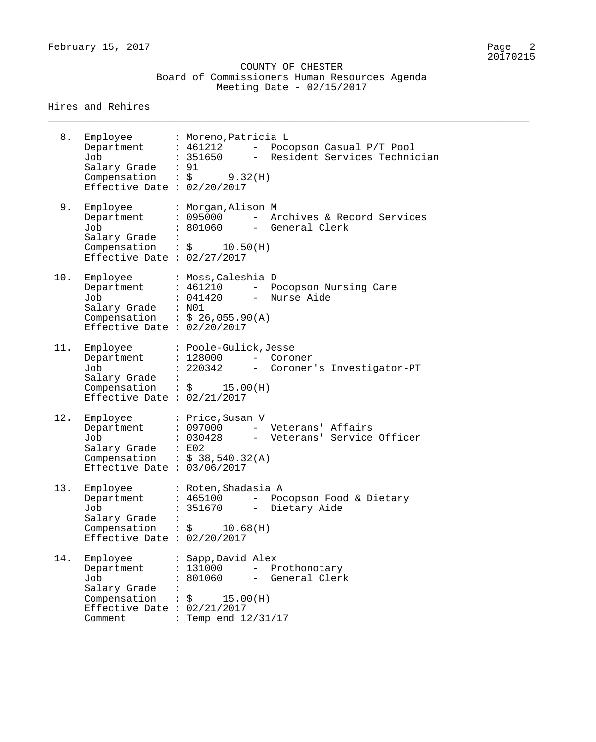COUNTY OF CHESTER
Board of Commissioners Human Resources Agenda
Meeting Date - 02/15/2017

## Hires and Rehires

8. Employee : Moreno,Patricia L
   Department : 461212 - Pocopson Casual P/T Pool
   Job : 351650 - Resident Services Technician
   Salary Grade : 91
   Compensation : $ 9.32(H)
   Effective Date : 02/20/2017

9. Employee : Morgan,Alison M
   Department : 095000 - Archives & Record Services
   Job : 801060 - General Clerk
   Salary Grade :
   Compensation : $ 10.50(H)
   Effective Date : 02/27/2017

10. Employee : Moss,Caleshia D
    Department : 461210 - Pocopson Nursing Care
    Job : 041420 - Nurse Aide
    Salary Grade : N01
    Compensation : $ 26,055.90(A)
    Effective Date : 02/20/2017

11. Employee : Poole-Gulick,Jesse
    Department : 128000 - Coroner
    Job : 220342 - Coroner's Investigator-PT
    Salary Grade :
    Compensation : $ 15.00(H)
    Effective Date : 02/21/2017

12. Employee : Price,Susan V
    Department : 097000 - Veterans' Affairs
    Job : 030428 - Veterans' Service Officer
    Salary Grade : E02
    Compensation : $ 38,540.32(A)
    Effective Date : 03/06/2017

13. Employee : Roten,Shadasia A
    Department : 465100 - Pocopson Food & Dietary
    Job : 351670 - Dietary Aide
    Salary Grade :
    Compensation : $ 10.68(H)
    Effective Date : 02/20/2017

14. Employee : Sapp,David Alex
    Department : 131000 - Prothonotary
    Job : 801060 - General Clerk
    Salary Grade :
    Compensation : $ 15.00(H)
    Effective Date : 02/21/2017
    Comment : Temp end 12/31/17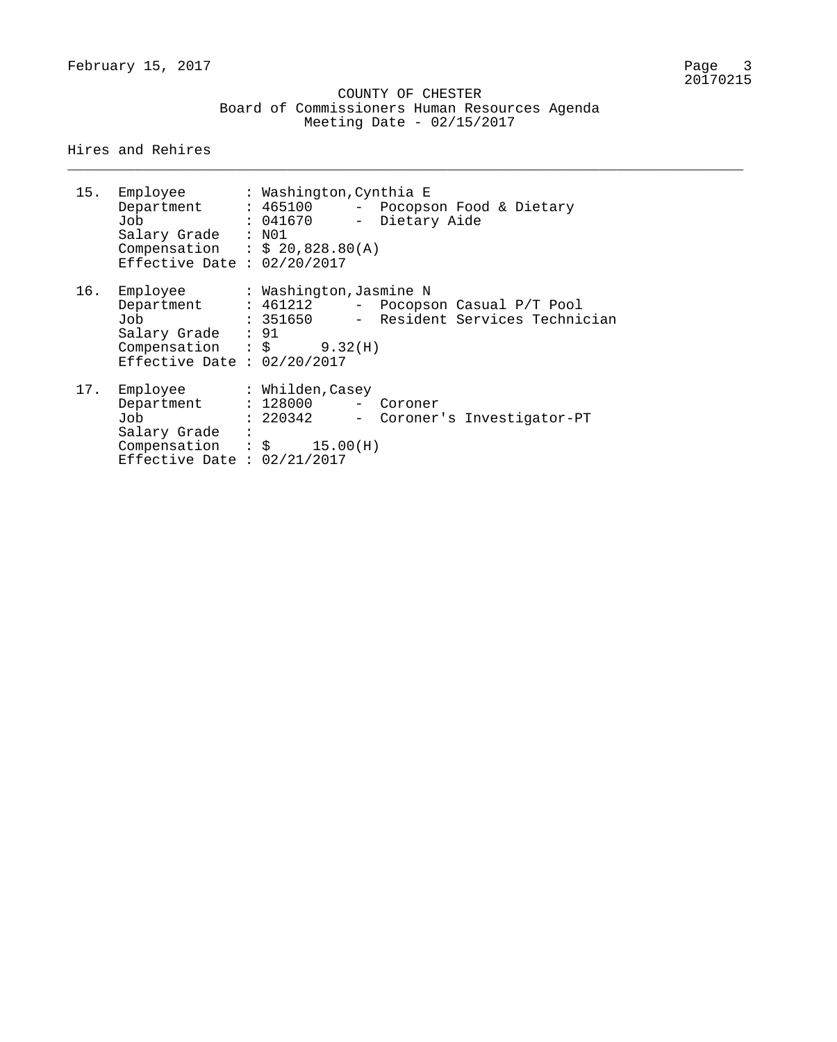COUNTY OF CHESTER
Board of Commissioners Human Resources Agenda
Meeting Date - 02/15/2017

Hires and Rehires

---

15. Employee : Washington,Cynthia E
    Department : 465100 - Pocopson Food & Dietary
    Job : 041670 - Dietary Aide
    Salary Grade : N01
    Compensation : $ 20,828.80(A)
    Effective Date : 02/20/2017

16. Employee : Washington,Jasmine N
    Department : 461212 - Pocopson Casual P/T Pool
    Job : 351650 - Resident Services Technician
    Salary Grade : 91
    Compensation : $ 9.32(H)
    Effective Date : 02/20/2017

17. Employee : Whilden,Casey
    Department : 128000 - Coroner
    Job : 220342 - Coroner's Investigator-PT
    Salary Grade :
    Compensation : $ 15.00(H)
    Effective Date : 02/21/2017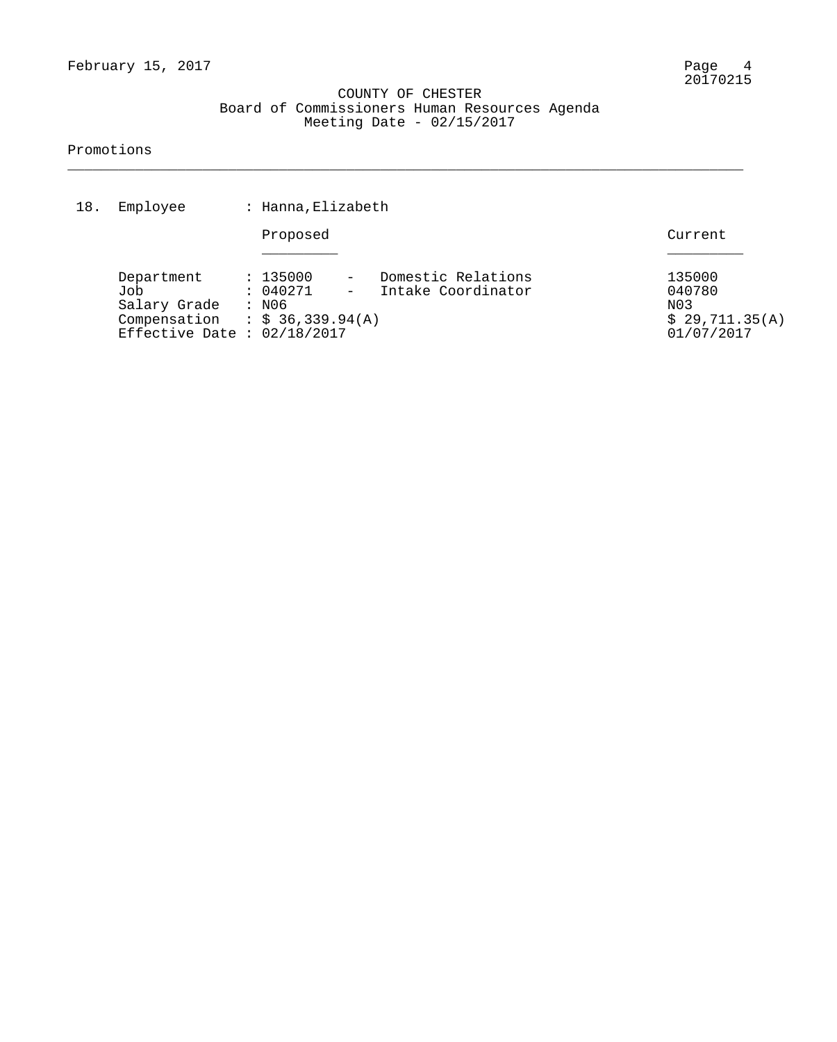COUNTY OF CHESTER
Board of Commissioners Human Resources Agenda
Meeting Date - 02/15/2017

Promotions

---

18. Employee : Hanna,Elizabeth

| | Proposed | Current |
|---|---|---|
| Department | : 135000 - Domestic Relations | 135000 |
| Job | : 040271 - Intake Coordinator | 040780 |
| Salary Grade | : N06 | N03 |
| Compensation | : $ 36,339.94(A) | $ 29,711.35(A) |
| Effective Date | : 02/18/2017 | 01/07/2017 |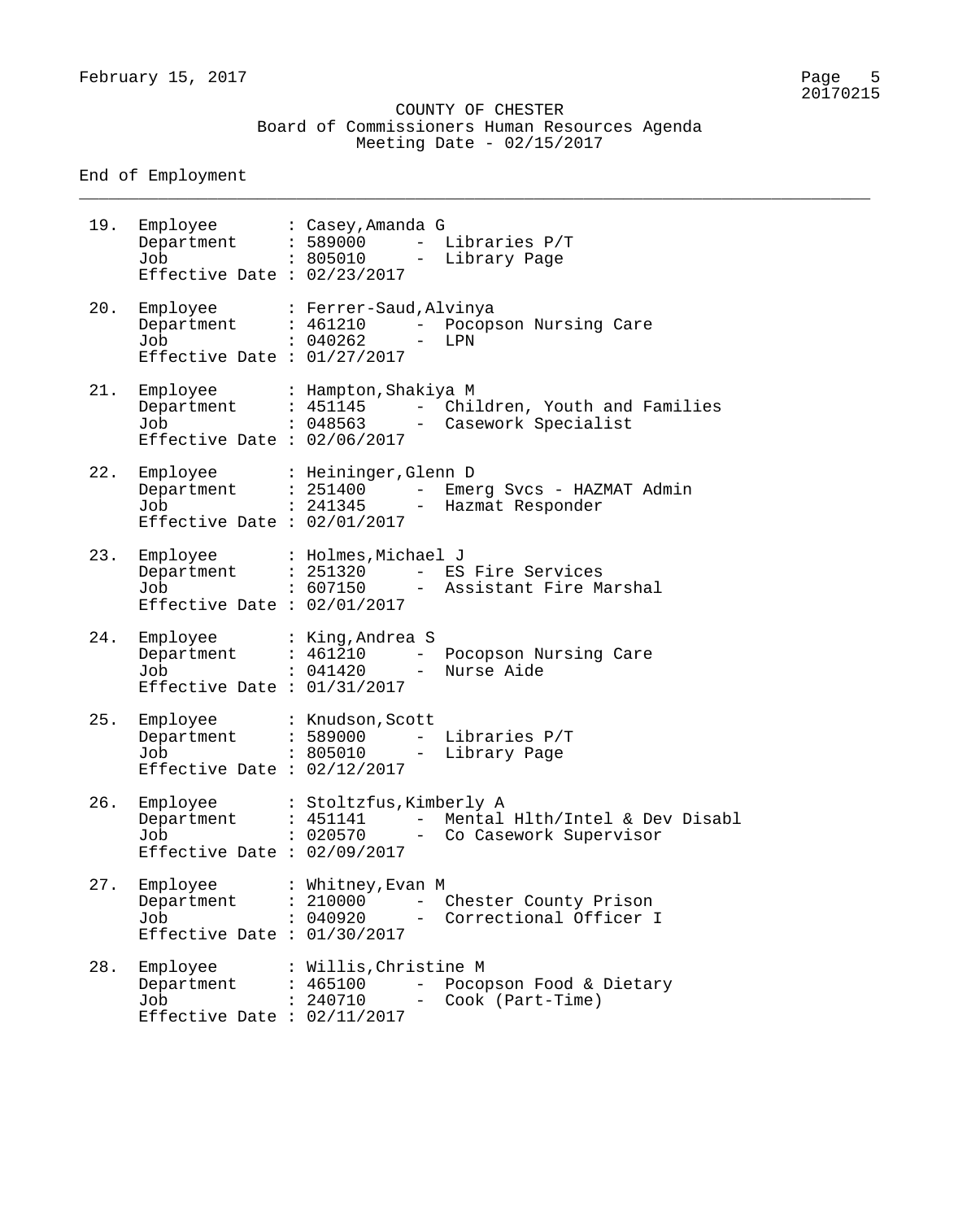COUNTY OF CHESTER
Board of Commissioners Human Resources Agenda
Meeting Date - 02/15/2017

End of Employment

19. Employee : Casey,Amanda G
    Department : 589000 - Libraries P/T
    Job : 805010 - Library Page
    Effective Date : 02/23/2017

20. Employee : Ferrer-Saud,Alvinya
    Department : 461210 - Pocopson Nursing Care
    Job : 040262 - LPN
    Effective Date : 01/27/2017

21. Employee : Hampton,Shakiya M
    Department : 451145 - Children, Youth and Families
    Job : 048563 - Casework Specialist
    Effective Date : 02/06/2017

22. Employee : Heininger,Glenn D
    Department : 251400 - Emerg Svcs - HAZMAT Admin
    Job : 241345 - Hazmat Responder
    Effective Date : 02/01/2017

23. Employee : Holmes,Michael J
    Department : 251320 - ES Fire Services
    Job : 607150 - Assistant Fire Marshal
    Effective Date : 02/01/2017

24. Employee : King,Andrea S
    Department : 461210 - Pocopson Nursing Care
    Job : 041420 - Nurse Aide
    Effective Date : 01/31/2017

25. Employee : Knudson,Scott
    Department : 589000 - Libraries P/T
    Job : 805010 - Library Page
    Effective Date : 02/12/2017

26. Employee : Stoltzfus,Kimberly A
    Department : 451141 - Mental Hlth/Intel & Dev Disabl
    Job : 020570 - Co Casework Supervisor
    Effective Date : 02/09/2017

27. Employee : Whitney,Evan M
    Department : 210000 - Chester County Prison
    Job : 040920 - Correctional Officer I
    Effective Date : 01/30/2017

28. Employee : Willis,Christine M
    Department : 465100 - Pocopson Food & Dietary
    Job : 240710 - Cook (Part-Time)
    Effective Date : 02/11/2017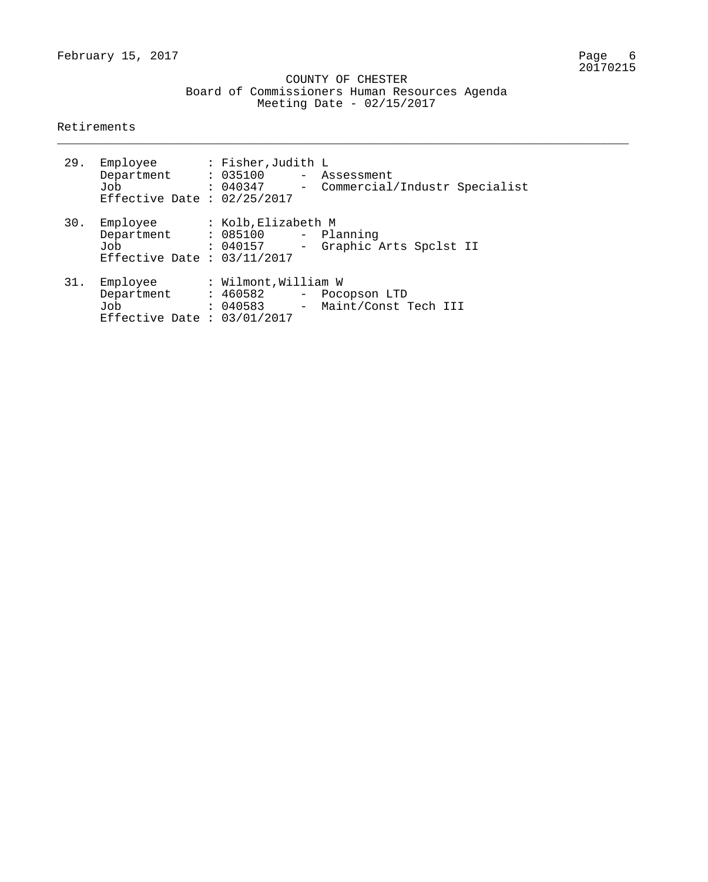COUNTY OF CHESTER
Board of Commissioners Human Resources Agenda
Meeting Date - 02/15/2017

## Retirements

29. Employee : Fisher,Judith L
    Department : 035100 - Assessment
    Job : 040347 - Commercial/Industr Specialist
    Effective Date : 02/25/2017

30. Employee : Kolb,Elizabeth M
    Department : 085100 - Planning
    Job : 040157 - Graphic Arts Spclst II
    Effective Date : 03/11/2017

31. Employee : Wilmont,William W
    Department : 460582 - Pocopson LTD
    Job : 040583 - Maint/Const Tech III
    Effective Date : 03/01/2017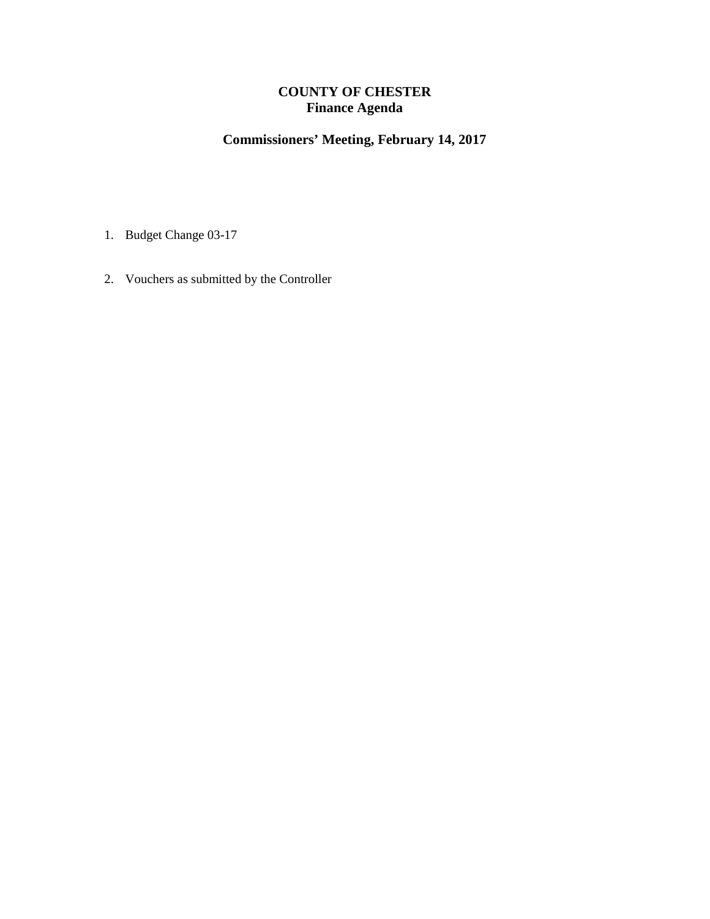# COUNTY OF CHESTER
## Finance Agenda

## Commissioners' Meeting, February 14, 2017

1. Budget Change 03-17

2. Vouchers as submitted by the Controller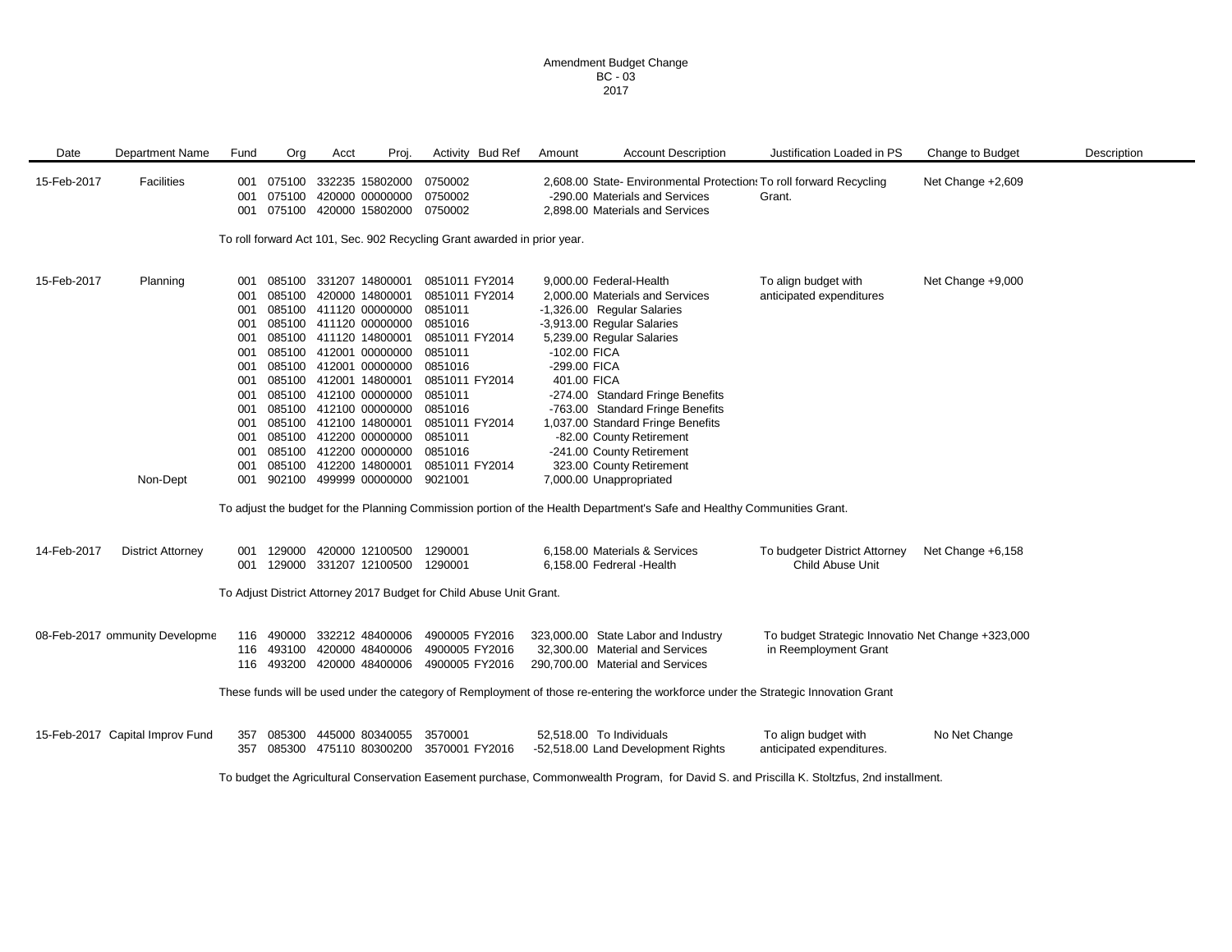Amendment Budget Change
BC - 03
2017

| Date | Department Name | Fund | Org | Acct | Proj. | Activity | Bud Ref | Amount | Account Description | Justification Loaded in PS | Change to Budget | Description |
|---|---|---|---|---|---|---|---|---|---|---|---|---|
| 15-Feb-2017 | Facilities | 001 | 075100 | 332235 | 15802000 | 0750002 | | 2,608.00 | State- Environmental Protection | To roll forward Recycling Grant. | Net Change +2,609 | |
| | | 001 | 075100 | 420000 | 00000000 | 0750002 | | -290.00 | Materials and Services | | | |
| | | 001 | 075100 | 420000 | 15802000 | 0750002 | | 2,898.00 | Materials and Services | | | |
| | | | To roll forward Act 101, Sec. 902 Recycling Grant awarded in prior year. | | | | | | | | | |
| 15-Feb-2017 | Planning | 001 | 085100 | 331207 | 14800001 | 0851011 | FY2014 | 9,000.00 | Federal-Health | To align budget with anticipated expenditures | Net Change +9,000 | |
| | | 001 | 085100 | 420000 | 14800001 | 0851011 | FY2014 | 2,000.00 | Materials and Services | | | |
| | | 001 | 085100 | 411120 | 00000000 | 0851011 | | -1,326.00 | Regular Salaries | | | |
| | | 001 | 085100 | 411120 | 00000000 | 0851016 | | -3,913.00 | Regular Salaries | | | |
| | | 001 | 085100 | 411120 | 14800001 | 0851011 | FY2014 | 5,239.00 | Regular Salaries | | | |
| | | 001 | 085100 | 412001 | 00000000 | 0851011 | | -102.00 | FICA | | | |
| | | 001 | 085100 | 412001 | 00000000 | 0851016 | | -299.00 | FICA | | | |
| | | 001 | 085100 | 412001 | 14800001 | 0851011 | FY2014 | 401.00 | FICA | | | |
| | | 001 | 085100 | 412100 | 00000000 | 0851011 | | -274.00 | Standard Fringe Benefits | | | |
| | | 001 | 085100 | 412100 | 00000000 | 0851016 | | -763.00 | Standard Fringe Benefits | | | |
| | | 001 | 085100 | 412100 | 14800001 | 0851011 | FY2014 | 1,037.00 | Standard Fringe Benefits | | | |
| | | 001 | 085100 | 412200 | 00000000 | 0851011 | | -82.00 | County Retirement | | | |
| | | 001 | 085100 | 412200 | 00000000 | 0851016 | | -241.00 | County Retirement | | | |
| | | 001 | 085100 | 412200 | 14800001 | 0851011 | FY2014 | 323.00 | County Retirement | | | |
| | Non-Dept | 001 | 902100 | 499999 | 00000000 | 9021001 | | 7,000.00 | Unappropriated | | | |
| | | | To adjust the budget for the Planning Commission portion of the Health Department's Safe and Healthy Communities Grant. | | | | | | | | | |
| 14-Feb-2017 | District Attorney | 001 | 129000 | 420000 | 12100500 | 1290001 | | 6,158.00 | Materials & Services | To budgeter District Attorney Child Abuse Unit | Net Change +6,158 | |
| | | 001 | 129000 | 331207 | 12100500 | 1290001 | | 6,158.00 | Fedreral -Health | | | |
| | | | To Adjust District Attorney 2017 Budget for Child Abuse Unit Grant. | | | | | | | | | |
| 08-Feb-2017 | ommunity Developme | 116 | 490000 | 332212 | 48400006 | 4900005 | FY2016 | 323,000.00 | State Labor and Industry | To budget Strategic Innovatio in Reemployment Grant | Net Change +323,000 | |
| | | 116 | 493100 | 420000 | 48400006 | 4900005 | FY2016 | 32,300.00 | Material and Services | | | |
| | | 116 | 493200 | 420000 | 48400006 | 4900005 | FY2016 | 290,700.00 | Material and Services | | | |
| | | | These funds will be used under the category of Remployment of those re-entering the workforce under the Strategic Innovation Grant | | | | | | | | | |
| 15-Feb-2017 | Capital Improv Fund | 357 | 085300 | 445000 | 80340055 | 3570001 | | 52,518.00 | To Individuals | To align budget with anticipated expenditures. | No Net Change | |
| | | 357 | 085300 | 475110 | 80300200 | 3570001 | FY2016 | -52,518.00 | Land Development Rights | | | |
| | | | To budget the Agricultural Conservation Easement purchase, Commonwealth Program, for David S. and Priscilla K. Stoltzfus, 2nd installment. | | | | | | | | | |